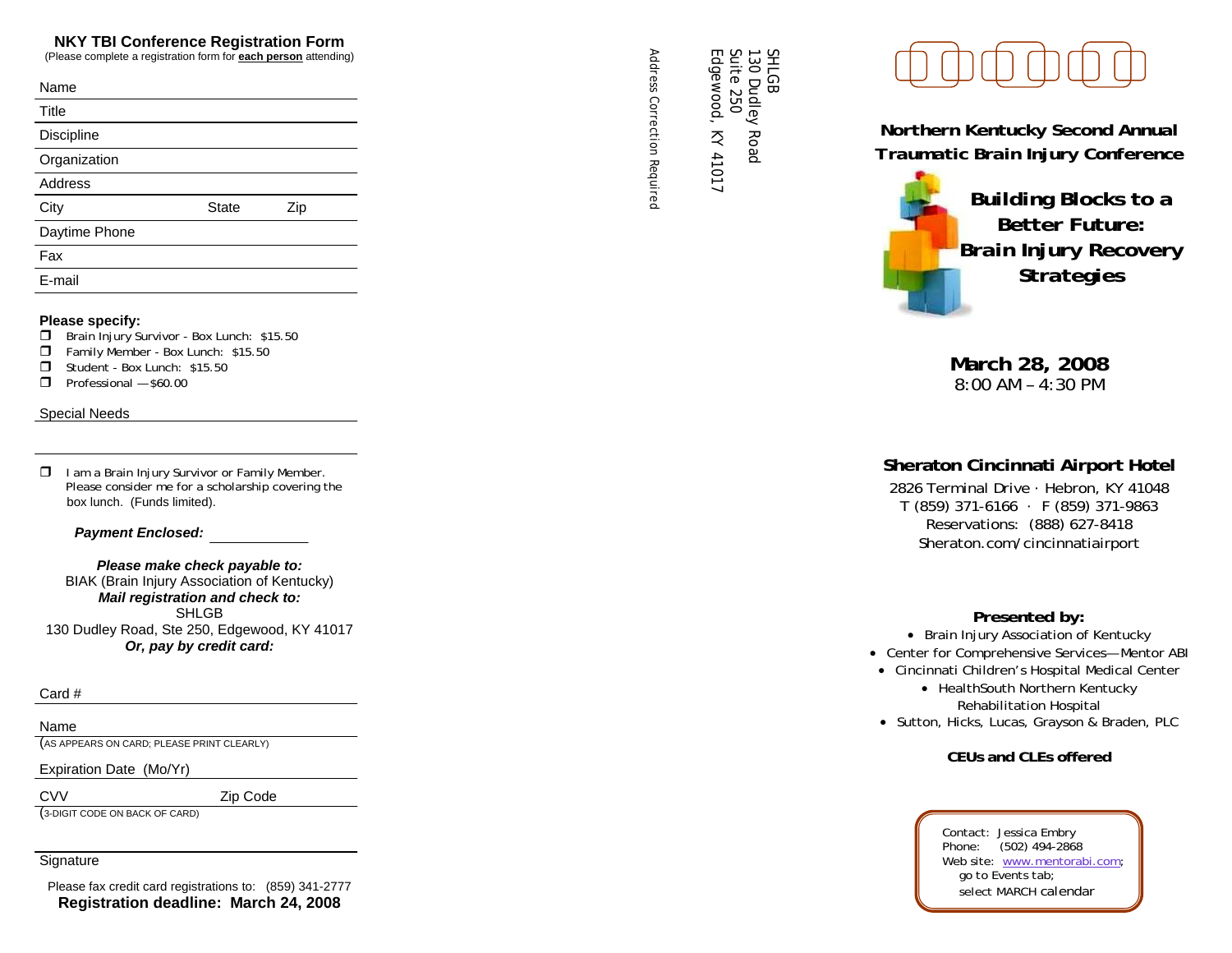## NKY TBI Conference Registration Form

(Please complete a registration form for **each person** attending)

Name

Title

Discipline

Organization

Address

City State Zip

Daytime Phone

Fax

E-mail

**Please specify:**

- ❒ Brain Injury Survivor - Box Lunch: $15.50
- ❒ Family Member - Box Lunch: $15.50
- ❒ Student - Box Lunch: $15.50
- ❒ Professional —$60.00

Special Needs

❒ I am a Brain Injury Survivor or Family Member. Please consider me for a scholarship covering the box lunch. (Funds limited).

***Payment Enclosed:*** ____________

***Please make check payable to:***
BIAK (Brain Injury Association of Kentucky)
***Mail registration and check to:***
SHLGB
130 Dudley Road, Ste 250, Edgewood, KY 41017
***Or, pay by credit card:***

Card #

Name
(AS APPEARS ON CARD; PLEASE PRINT CLEARLY)

Expiration Date (Mo/Yr)

CVV Zip Code
(3-DIGIT CODE ON BACK OF CARD)

Signature

Please fax credit card registrations to: (859) 341-2777

**Registration deadline: March 24, 2008**

SHLGB
130 Dudley Road
Suite 250
Edgewood, KY 41017

Address Correction Required

# Northern Kentucky Second Annual Traumatic Brain Injury Conference

## Building Blocks to a Better Future: Brain Injury Recovery Strategies

**March 28, 2008**
8:00 AM – 4:30 PM

**Sheraton Cincinnati Airport Hotel**
2826 Terminal Drive · Hebron, KY 41048
T (859) 371-6166 · F (859) 371-9863
Reservations: (888) 627-8418
Sheraton.com/cincinnatiairport

**Presented by:**

- Brain Injury Association of Kentucky
- Center for Comprehensive Services—Mentor ABI
- Cincinnati Children's Hospital Medical Center
- HealthSouth Northern Kentucky Rehabilitation Hospital
- Sutton, Hicks, Lucas, Grayson & Braden, PLC

**CEUs and CLEs offered**

Contact: Jessica Embry
Phone: (502) 494-2868
Web site: www.mentorabi.com; go to Events tab; select MARCH calendar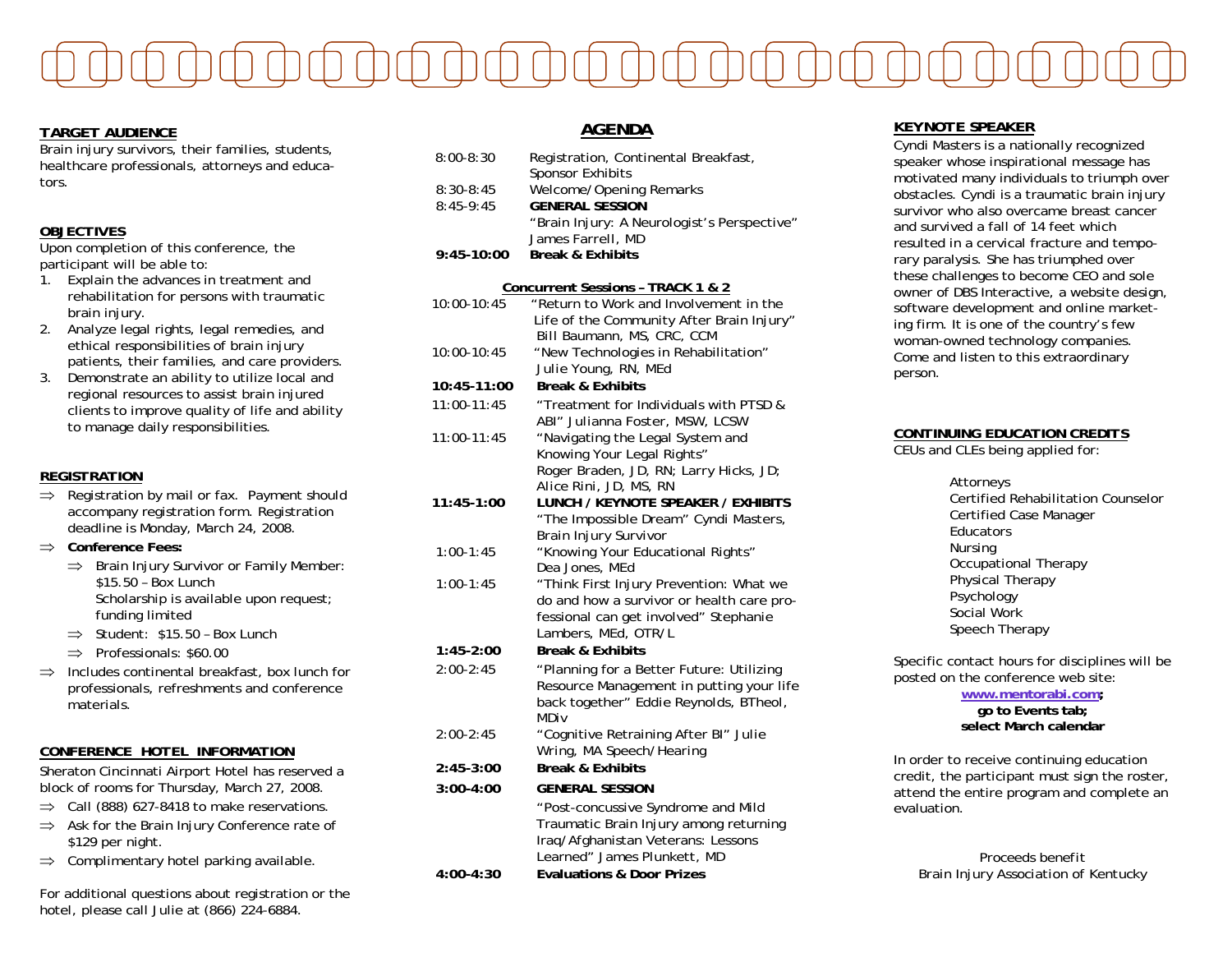## TARGET AUDIENCE

Brain injury survivors, their families, students, healthcare professionals, attorneys and educators.

## OBJECTIVES

Upon completion of this conference, the participant will be able to:

1. Explain the advances in treatment and rehabilitation for persons with traumatic brain injury.
2. Analyze legal rights, legal remedies, and ethical responsibilities of brain injury patients, their families, and care providers.
3. Demonstrate an ability to utilize local and regional resources to assist brain injured clients to improve quality of life and ability to manage daily responsibilities.

## REGISTRATION

⇒ Registration by mail or fax. Payment should accompany registration form. Registration deadline is Monday, March 24, 2008.

⇒ **Conference Fees:**

- ⇒ Brain Injury Survivor or Family Member: $15.50 – Box Lunch
  Scholarship is available upon request; funding limited
- ⇒ Student: $15.50 – Box Lunch
- ⇒ Professionals: $60.00

⇒ Includes continental breakfast, box lunch for professionals, refreshments and conference materials.

## CONFERENCE HOTEL INFORMATION

Sheraton Cincinnati Airport Hotel has reserved a block of rooms for Thursday, March 27, 2008.

⇒ Call (888) 627-8418 to make reservations.

⇒ Ask for the Brain Injury Conference rate of $129 per night.

⇒ Complimentary hotel parking available.

For additional questions about registration or the hotel, please call Julie at (866) 224-6884.

## AGENDA

8:00-8:30 Registration, Continental Breakfast, Sponsor Exhibits

8:30-8:45 Welcome/Opening Remarks

8:45-9:45 **GENERAL SESSION**
"Brain Injury: A Neurologist's Perspective" James Farrell, MD

**9:45-10:00 Break & Exhibits**

**Concurrent Sessions – TRACK 1 & 2**

10:00-10:45 "Return to Work and Involvement in the Life of the Community After Brain Injury" Bill Baumann, MS, CRC, CCM

10:00-10:45 "New Technologies in Rehabilitation" Julie Young, RN, MEd

**10:45-11:00 Break & Exhibits**

11:00-11:45 "Treatment for Individuals with PTSD & ABI" Julianna Foster, MSW, LCSW

11:00-11:45 "Navigating the Legal System and Knowing Your Legal Rights" Roger Braden, JD, RN; Larry Hicks, JD; Alice Rini, JD, MS, RN

**11:45-1:00 LUNCH / KEYNOTE SPEAKER / EXHIBITS**
"The Impossible Dream" Cyndi Masters, Brain Injury Survivor

1:00-1:45 "Knowing Your Educational Rights" Dea Jones, MEd

1:00-1:45 "Think First Injury Prevention: What we do and how a survivor or health care professional can get involved" Stephanie Lambers, MEd, OTR/L

**1:45-2:00 Break & Exhibits**

2:00-2:45 "Planning for a Better Future: Utilizing Resource Management in putting your life back together" Eddie Reynolds, BTheol, MDiv

2:00-2:45 "Cognitive Retraining After BI" Julie Wring, MA Speech/Hearing

**2:45-3:00 Break & Exhibits**

**3:00-4:00 GENERAL SESSION**
"Post-concussive Syndrome and Mild Traumatic Brain Injury among returning Iraq/Afghanistan Veterans: Lessons Learned" James Plunkett, MD

**4:00-4:30 Evaluations & Door Prizes**

## KEYNOTE SPEAKER

Cyndi Masters is a nationally recognized speaker whose inspirational message has motivated many individuals to triumph over obstacles. Cyndi is a traumatic brain injury survivor who also overcame breast cancer and survived a fall of 14 feet which resulted in a cervical fracture and temporary paralysis. She has triumphed over these challenges to become CEO and sole owner of DBS Interactive, a website design, software development and online marketing firm. It is one of the country's few woman-owned technology companies. Come and listen to this extraordinary person.

## CONTINUING EDUCATION CREDITS

CEUs and CLEs being applied for:

- Attorneys
- Certified Rehabilitation Counselor
- Certified Case Manager
- Educators
- Nursing
- Occupational Therapy
- Physical Therapy
- Psychology
- Social Work
- Speech Therapy

Specific contact hours for disciplines will be posted on the conference web site:

**www.mentorabi.com; go to Events tab; select March calendar**

In order to receive continuing education credit, the participant must sign the roster, attend the entire program and complete an evaluation.

Proceeds benefit
Brain Injury Association of Kentucky